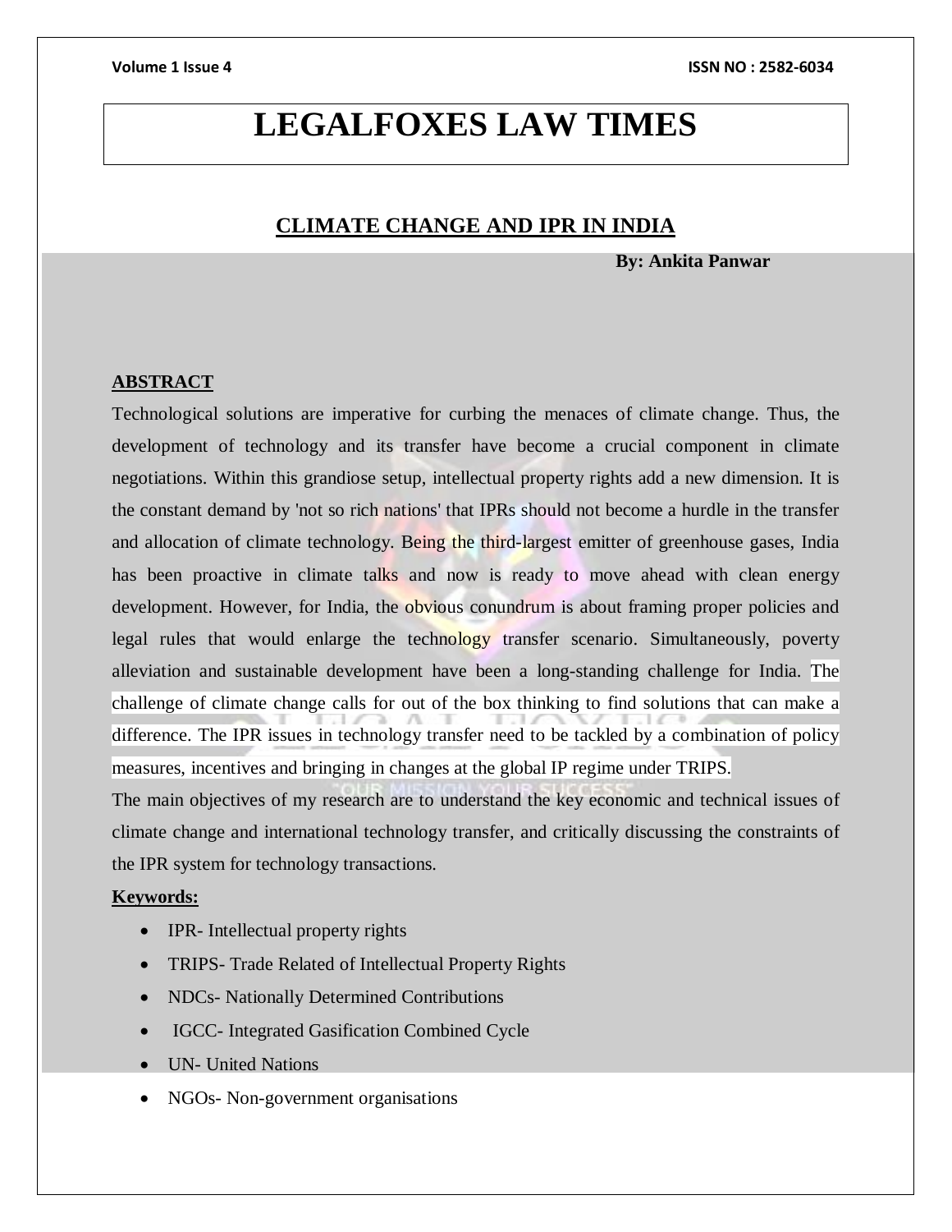# LEGALFOXES LAW TIMES

## CLIMATE CHANGE AND IPR IN INDIA

**By: Ankita Panwar**

### ABSTRACT

Technological solutions are imperative for curbing the menaces of climate change. Thus, the development of technology and its transfer have become a crucial component in climate negotiations. Within this grandiose setup, intellectual property rights add a new dimension. It is the constant demand by 'not so rich nations' that IPRs should not become a hurdle in the transfer and allocation of climate technology. Being the third-largest emitter of greenhouse gases, India has been proactive in climate talks and now is ready to move ahead with clean energy development. However, for India, the obvious conundrum is about framing proper policies and legal rules that would enlarge the technology transfer scenario. Simultaneously, poverty alleviation and sustainable development have been a long-standing challenge for India. The challenge of climate change calls for out of the box thinking to find solutions that can make a difference. The IPR issues in technology transfer need to be tackled by a combination of policy measures, incentives and bringing in changes at the global IP regime under TRIPS.

The main objectives of my research are to understand the key economic and technical issues of climate change and international technology transfer, and critically discussing the constraints of the IPR system for technology transactions.

**Keywords:**

- IPR- Intellectual property rights
- TRIPS- Trade Related of Intellectual Property Rights
- NDCs- Nationally Determined Contributions
- IGCC- Integrated Gasification Combined Cycle
- UN- United Nations
- NGOs- Non-government organisations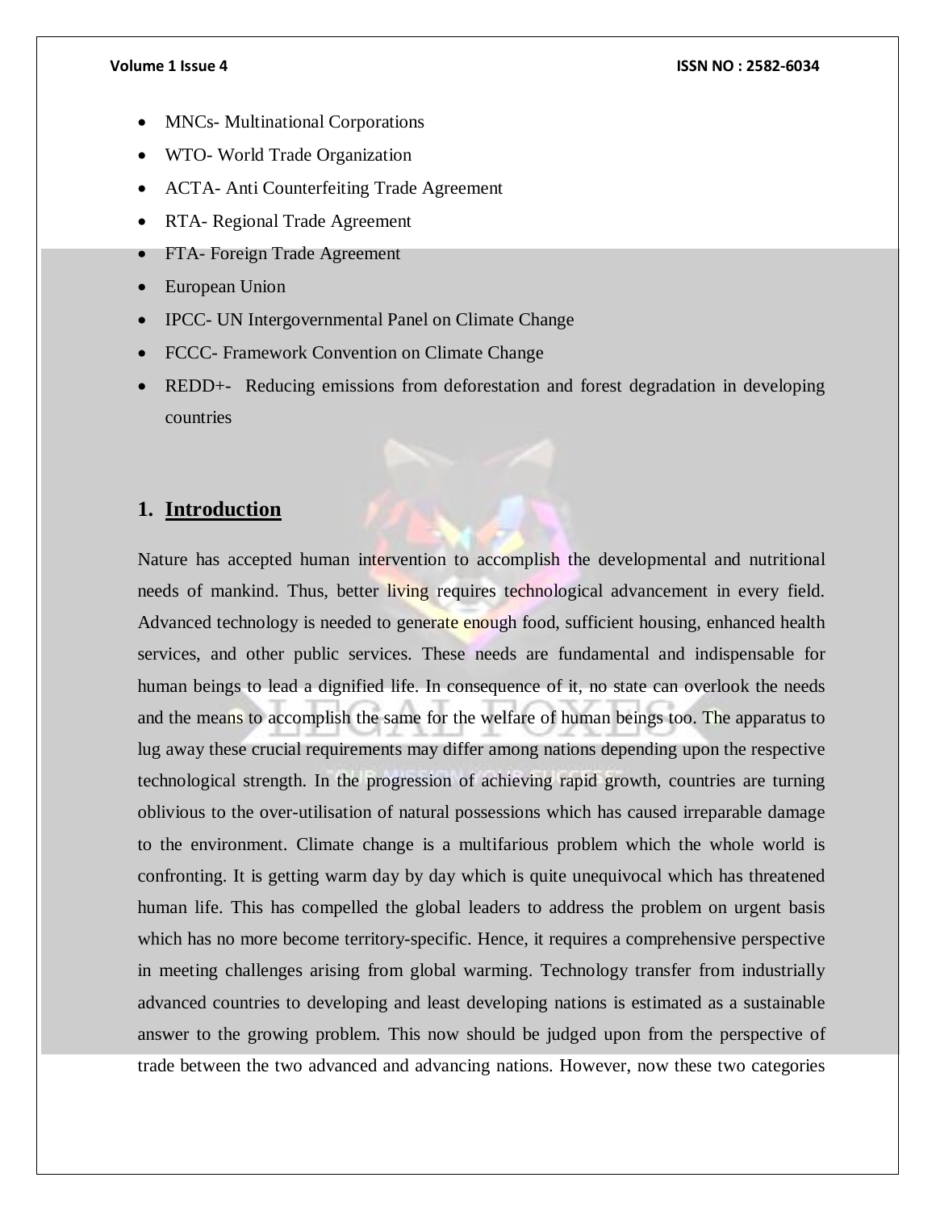- MNCs- Multinational Corporations
- WTO- World Trade Organization
- ACTA- Anti Counterfeiting Trade Agreement
- RTA- Regional Trade Agreement
- FTA- Foreign Trade Agreement
- European Union
- IPCC- UN Intergovernmental Panel on Climate Change
- FCCC- Framework Convention on Climate Change
- REDD+- Reducing emissions from deforestation and forest degradation in developing countries

## 1. Introduction

Nature has accepted human intervention to accomplish the developmental and nutritional needs of mankind. Thus, better living requires technological advancement in every field. Advanced technology is needed to generate enough food, sufficient housing, enhanced health services, and other public services. These needs are fundamental and indispensable for human beings to lead a dignified life. In consequence of it, no state can overlook the needs and the means to accomplish the same for the welfare of human beings too. The apparatus to lug away these crucial requirements may differ among nations depending upon the respective technological strength. In the progression of achieving rapid growth, countries are turning oblivious to the over-utilisation of natural possessions which has caused irreparable damage to the environment. Climate change is a multifarious problem which the whole world is confronting. It is getting warm day by day which is quite unequivocal which has threatened human life. This has compelled the global leaders to address the problem on urgent basis which has no more become territory-specific. Hence, it requires a comprehensive perspective in meeting challenges arising from global warming. Technology transfer from industrially advanced countries to developing and least developing nations is estimated as a sustainable answer to the growing problem. This now should be judged upon from the perspective of trade between the two advanced and advancing nations. However, now these two categories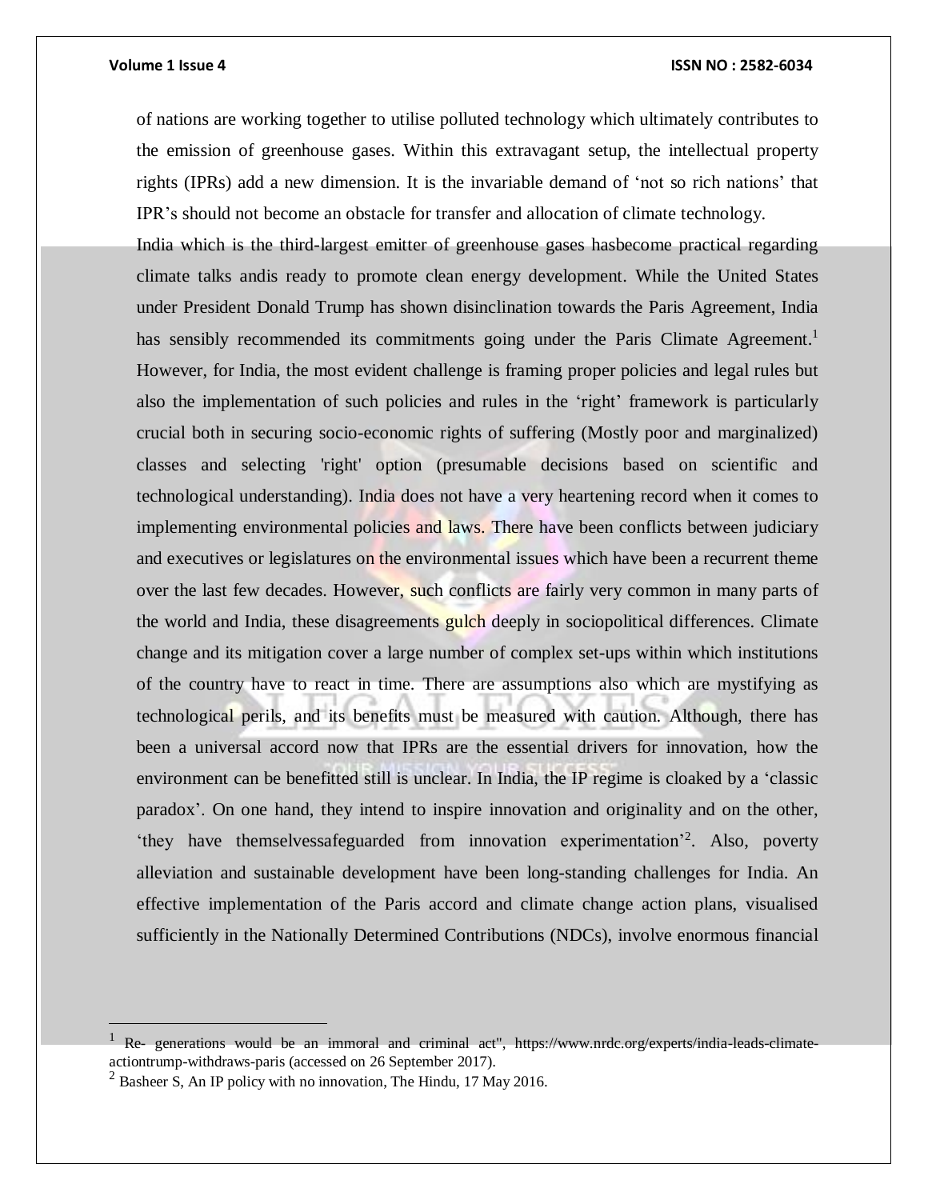of nations are working together to utilise polluted technology which ultimately contributes to the emission of greenhouse gases. Within this extravagant setup, the intellectual property rights (IPRs) add a new dimension. It is the invariable demand of 'not so rich nations' that IPR's should not become an obstacle for transfer and allocation of climate technology.

India which is the third-largest emitter of greenhouse gases hasbecome practical regarding climate talks andis ready to promote clean energy development. While the United States under President Donald Trump has shown disinclination towards the Paris Agreement, India has sensibly recommended its commitments going under the Paris Climate Agreement.[1] However, for India, the most evident challenge is framing proper policies and legal rules but also the implementation of such policies and rules in the 'right' framework is particularly crucial both in securing socio-economic rights of suffering (Mostly poor and marginalized) classes and selecting 'right' option (presumable decisions based on scientific and technological understanding). India does not have a very heartening record when it comes to implementing environmental policies and laws. There have been conflicts between judiciary and executives or legislatures on the environmental issues which have been a recurrent theme over the last few decades. However, such conflicts are fairly very common in many parts of the world and India, these disagreements gulch deeply in sociopolitical differences. Climate change and its mitigation cover a large number of complex set-ups within which institutions of the country have to react in time. There are assumptions also which are mystifying as technological perils, and its benefits must be measured with caution. Although, there has been a universal accord now that IPRs are the essential drivers for innovation, how the environment can be benefitted still is unclear. In India, the IP regime is cloaked by a 'classic paradox'. On one hand, they intend to inspire innovation and originality and on the other, 'they have themselvessafeguarded from innovation experimentation'[2]. Also, poverty alleviation and sustainable development have been long-standing challenges for India. An effective implementation of the Paris accord and climate change action plans, visualised sufficiently in the Nationally Determined Contributions (NDCs), involve enormous financial

---

[1] Re- generations would be an immoral and criminal act", https://www.nrdc.org/experts/india-leads-climate-actiontrump-withdraws-paris (accessed on 26 September 2017).

[2] Basheer S, An IP policy with no innovation, The Hindu, 17 May 2016.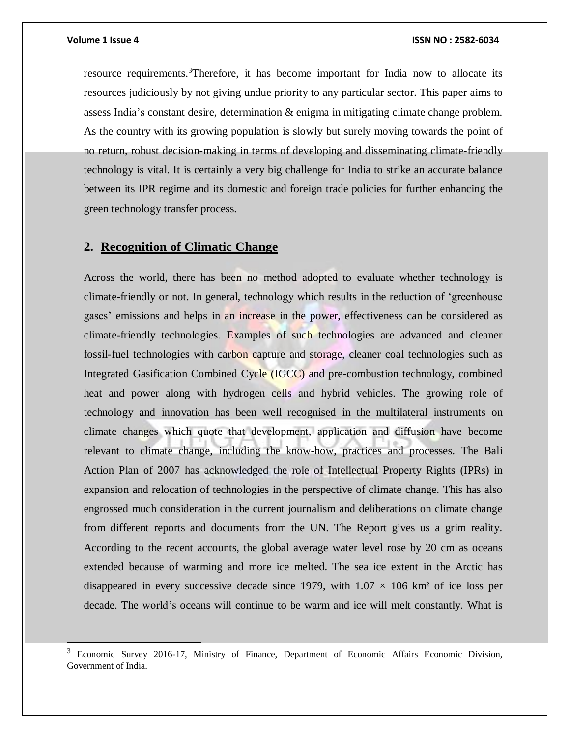resource requirements.[3] Therefore, it has become important for India now to allocate its resources judiciously by not giving undue priority to any particular sector. This paper aims to assess India's constant desire, determination & enigma in mitigating climate change problem. As the country with its growing population is slowly but surely moving towards the point of no return, robust decision-making in terms of developing and disseminating climate-friendly technology is vital. It is certainly a very big challenge for India to strike an accurate balance between its IPR regime and its domestic and foreign trade policies for further enhancing the green technology transfer process.

## 2. Recognition of Climatic Change

Across the world, there has been no method adopted to evaluate whether technology is climate-friendly or not. In general, technology which results in the reduction of 'greenhouse gases' emissions and helps in an increase in the power, effectiveness can be considered as climate-friendly technologies. Examples of such technologies are advanced and cleaner fossil-fuel technologies with carbon capture and storage, cleaner coal technologies such as Integrated Gasification Combined Cycle (IGCC) and pre-combustion technology, combined heat and power along with hydrogen cells and hybrid vehicles. The growing role of technology and innovation has been well recognised in the multilateral instruments on climate changes which quote that development, application and diffusion have become relevant to climate change, including the know-how, practices and processes. The Bali Action Plan of 2007 has acknowledged the role of Intellectual Property Rights (IPRs) in expansion and relocation of technologies in the perspective of climate change. This has also engrossed much consideration in the current journalism and deliberations on climate change from different reports and documents from the UN. The Report gives us a grim reality. According to the recent accounts, the global average water level rose by 20 cm as oceans extended because of warming and more ice melted. The sea ice extent in the Arctic has disappeared in every successive decade since 1979, with $1.07 \times 106$ km² of ice loss per decade. The world's oceans will continue to be warm and ice will melt constantly. What is

[3] Economic Survey 2016-17, Ministry of Finance, Department of Economic Affairs Economic Division, Government of India.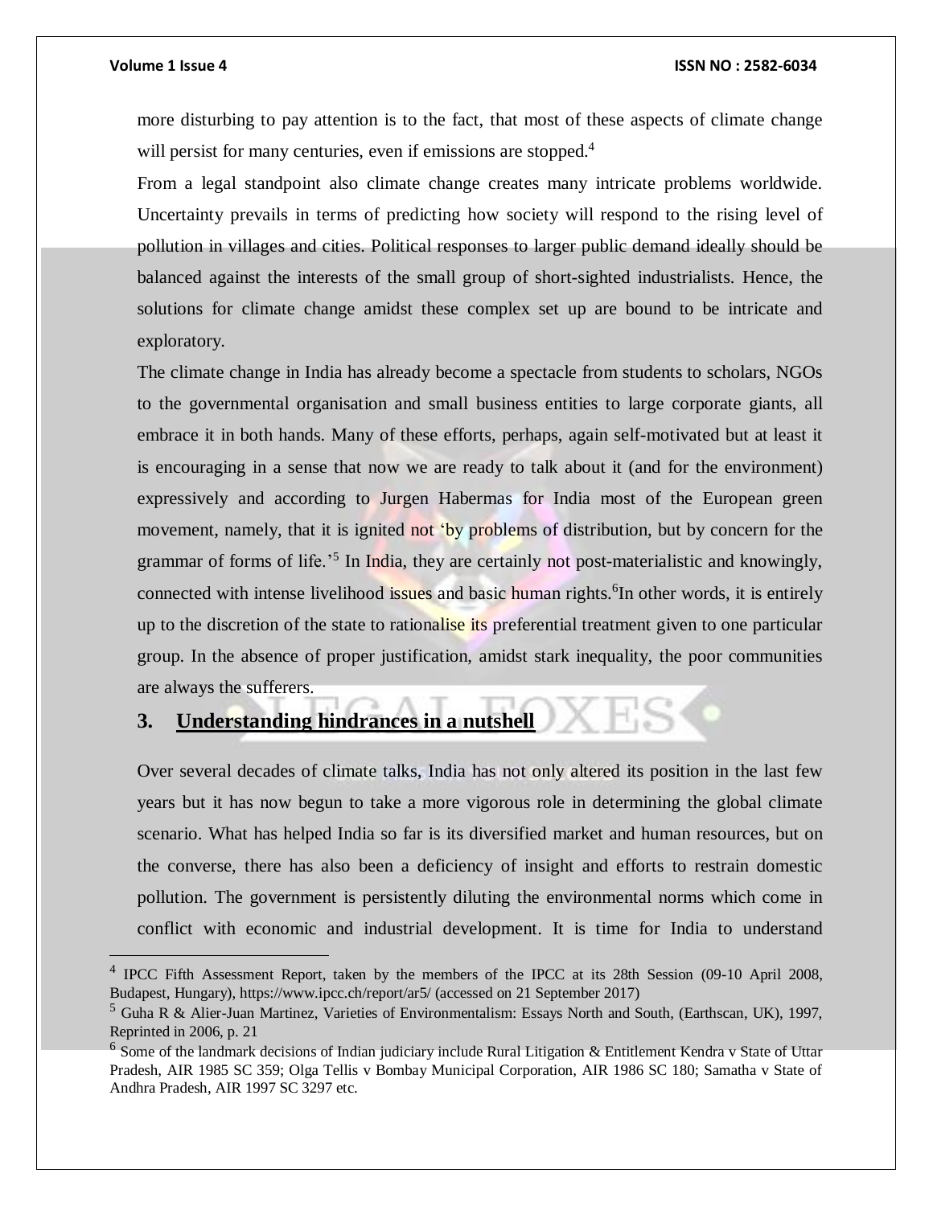more disturbing to pay attention is to the fact, that most of these aspects of climate change will persist for many centuries, even if emissions are stopped.[4]

From a legal standpoint also climate change creates many intricate problems worldwide. Uncertainty prevails in terms of predicting how society will respond to the rising level of pollution in villages and cities. Political responses to larger public demand ideally should be balanced against the interests of the small group of short-sighted industrialists. Hence, the solutions for climate change amidst these complex set up are bound to be intricate and exploratory.

The climate change in India has already become a spectacle from students to scholars, NGOs to the governmental organisation and small business entities to large corporate giants, all embrace it in both hands. Many of these efforts, perhaps, again self-motivated but at least it is encouraging in a sense that now we are ready to talk about it (and for the environment) expressively and according to Jurgen Habermas for India most of the European green movement, namely, that it is ignited not 'by problems of distribution, but by concern for the grammar of forms of life.'[5] In India, they are certainly not post-materialistic and knowingly, connected with intense livelihood issues and basic human rights.[6]In other words, it is entirely up to the discretion of the state to rationalise its preferential treatment given to one particular group. In the absence of proper justification, amidst stark inequality, the poor communities are always the sufferers.

## 3. Understanding hindrances in a nutshell

Over several decades of climate talks, India has not only altered its position in the last few years but it has now begun to take a more vigorous role in determining the global climate scenario. What has helped India so far is its diversified market and human resources, but on the converse, there has also been a deficiency of insight and efforts to restrain domestic pollution. The government is persistently diluting the environmental norms which come in conflict with economic and industrial development. It is time for India to understand

---

[4] IPCC Fifth Assessment Report, taken by the members of the IPCC at its 28th Session (09-10 April 2008, Budapest, Hungary), https://www.ipcc.ch/report/ar5/ (accessed on 21 September 2017)

[5] Guha R & Alier-Juan Martinez, Varieties of Environmentalism: Essays North and South, (Earthscan, UK), 1997, Reprinted in 2006, p. 21

[6] Some of the landmark decisions of Indian judiciary include Rural Litigation & Entitlement Kendra v State of Uttar Pradesh, AIR 1985 SC 359; Olga Tellis v Bombay Municipal Corporation, AIR 1986 SC 180; Samatha v State of Andhra Pradesh, AIR 1997 SC 3297 etc.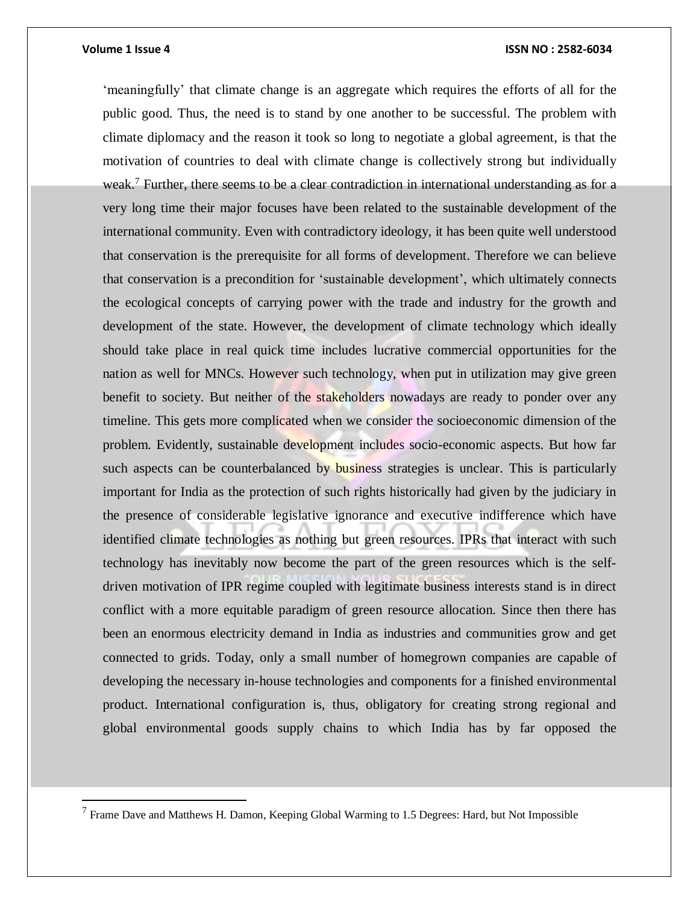'meaningfully' that climate change is an aggregate which requires the efforts of all for the public good. Thus, the need is to stand by one another to be successful. The problem with climate diplomacy and the reason it took so long to negotiate a global agreement, is that the motivation of countries to deal with climate change is collectively strong but individually weak.[7] Further, there seems to be a clear contradiction in international understanding as for a very long time their major focuses have been related to the sustainable development of the international community. Even with contradictory ideology, it has been quite well understood that conservation is the prerequisite for all forms of development. Therefore we can believe that conservation is a precondition for 'sustainable development', which ultimately connects the ecological concepts of carrying power with the trade and industry for the growth and development of the state. However, the development of climate technology which ideally should take place in real quick time includes lucrative commercial opportunities for the nation as well for MNCs. However such technology, when put in utilization may give green benefit to society. But neither of the stakeholders nowadays are ready to ponder over any timeline. This gets more complicated when we consider the socioeconomic dimension of the problem. Evidently, sustainable development includes socio-economic aspects. But how far such aspects can be counterbalanced by business strategies is unclear. This is particularly important for India as the protection of such rights historically had given by the judiciary in the presence of considerable legislative ignorance and executive indifference which have identified climate technologies as nothing but green resources. IPRs that interact with such technology has inevitably now become the part of the green resources which is the self-driven motivation of IPR regime coupled with legitimate business interests stand is in direct conflict with a more equitable paradigm of green resource allocation. Since then there has been an enormous electricity demand in India as industries and communities grow and get connected to grids. Today, only a small number of homegrown companies are capable of developing the necessary in-house technologies and components for a finished environmental product. International configuration is, thus, obligatory for creating strong regional and global environmental goods supply chains to which India has by far opposed the

---

[7] Frame Dave and Matthews H. Damon, Keeping Global Warming to 1.5 Degrees: Hard, but Not Impossible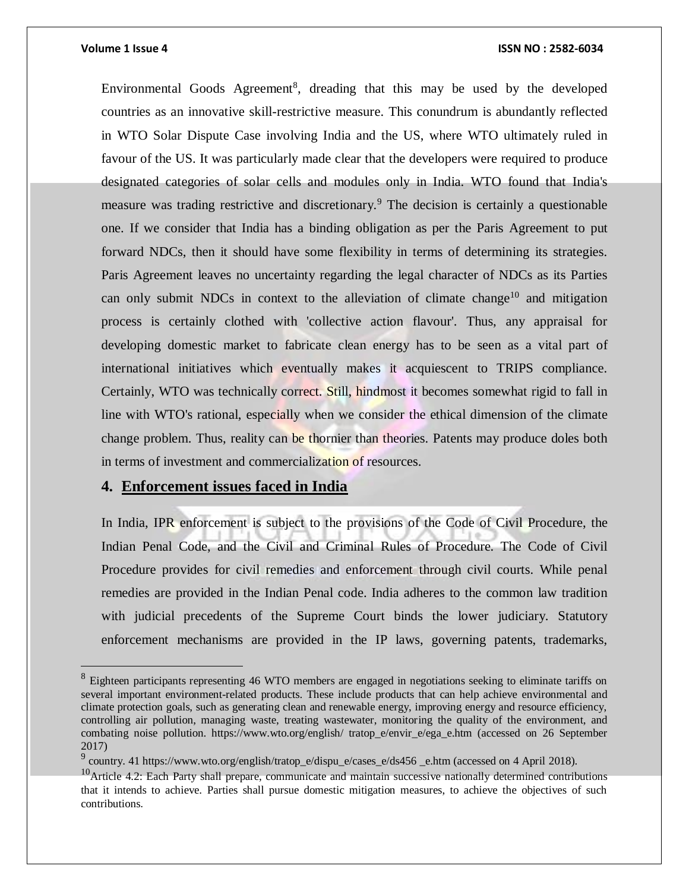Environmental Goods Agreement[8], dreading that this may be used by the developed countries as an innovative skill-restrictive measure. This conundrum is abundantly reflected in WTO Solar Dispute Case involving India and the US, where WTO ultimately ruled in favour of the US. It was particularly made clear that the developers were required to produce designated categories of solar cells and modules only in India. WTO found that India's measure was trading restrictive and discretionary.[9] The decision is certainly a questionable one. If we consider that India has a binding obligation as per the Paris Agreement to put forward NDCs, then it should have some flexibility in terms of determining its strategies. Paris Agreement leaves no uncertainty regarding the legal character of NDCs as its Parties can only submit NDCs in context to the alleviation of climate change[10] and mitigation process is certainly clothed with 'collective action flavour'. Thus, any appraisal for developing domestic market to fabricate clean energy has to be seen as a vital part of international initiatives which eventually makes it acquiescent to TRIPS compliance. Certainly, WTO was technically correct. Still, hindmost it becomes somewhat rigid to fall in line with WTO's rational, especially when we consider the ethical dimension of the climate change problem. Thus, reality can be thornier than theories. Patents may produce doles both in terms of investment and commercialization of resources.

## 4. Enforcement issues faced in India

In India, IPR enforcement is subject to the provisions of the Code of Civil Procedure, the Indian Penal Code, and the Civil and Criminal Rules of Procedure. The Code of Civil Procedure provides for civil remedies and enforcement through civil courts. While penal remedies are provided in the Indian Penal code. India adheres to the common law tradition with judicial precedents of the Supreme Court binds the lower judiciary. Statutory enforcement mechanisms are provided in the IP laws, governing patents, trademarks,

---

[8] Eighteen participants representing 46 WTO members are engaged in negotiations seeking to eliminate tariffs on several important environment-related products. These include products that can help achieve environmental and climate protection goals, such as generating clean and renewable energy, improving energy and resource efficiency, controlling air pollution, managing waste, treating wastewater, monitoring the quality of the environment, and combating noise pollution. https://www.wto.org/english/ tratop_e/envir_e/ega_e.htm (accessed on 26 September 2017)

[9] country. 41 https://www.wto.org/english/tratop_e/dispu_e/cases_e/ds456 _e.htm (accessed on 4 April 2018).

[10] Article 4.2: Each Party shall prepare, communicate and maintain successive nationally determined contributions that it intends to achieve. Parties shall pursue domestic mitigation measures, to achieve the objectives of such contributions.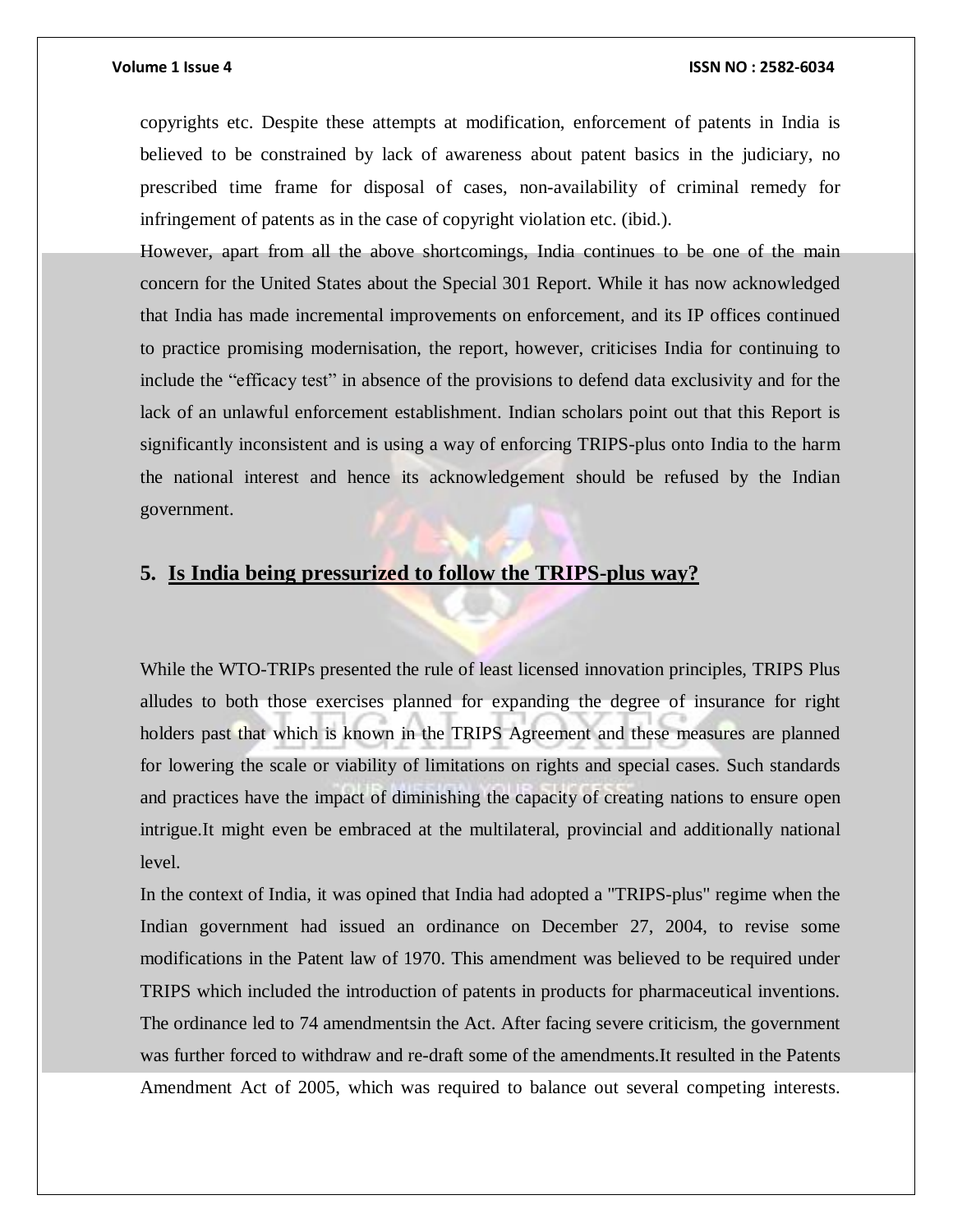copyrights etc. Despite these attempts at modification, enforcement of patents in India is believed to be constrained by lack of awareness about patent basics in the judiciary, no prescribed time frame for disposal of cases, non-availability of criminal remedy for infringement of patents as in the case of copyright violation etc. (ibid.).

However, apart from all the above shortcomings, India continues to be one of the main concern for the United States about the Special 301 Report. While it has now acknowledged that India has made incremental improvements on enforcement, and its IP offices continued to practice promising modernisation, the report, however, criticises India for continuing to include the "efficacy test" in absence of the provisions to defend data exclusivity and for the lack of an unlawful enforcement establishment. Indian scholars point out that this Report is significantly inconsistent and is using a way of enforcing TRIPS-plus onto India to the harm the national interest and hence its acknowledgement should be refused by the Indian government.

## 5. Is India being pressurized to follow the TRIPS-plus way?

While the WTO-TRIPs presented the rule of least licensed innovation principles, TRIPS Plus alludes to both those exercises planned for expanding the degree of insurance for right holders past that which is known in the TRIPS Agreement and these measures are planned for lowering the scale or viability of limitations on rights and special cases. Such standards and practices have the impact of diminishing the capacity of creating nations to ensure open intrigue.It might even be embraced at the multilateral, provincial and additionally national level.

In the context of India, it was opined that India had adopted a "TRIPS-plus" regime when the Indian government had issued an ordinance on December 27, 2004, to revise some modifications in the Patent law of 1970. This amendment was believed to be required under TRIPS which included the introduction of patents in products for pharmaceutical inventions. The ordinance led to 74 amendmentsin the Act. After facing severe criticism, the government was further forced to withdraw and re-draft some of the amendments.It resulted in the Patents Amendment Act of 2005, which was required to balance out several competing interests.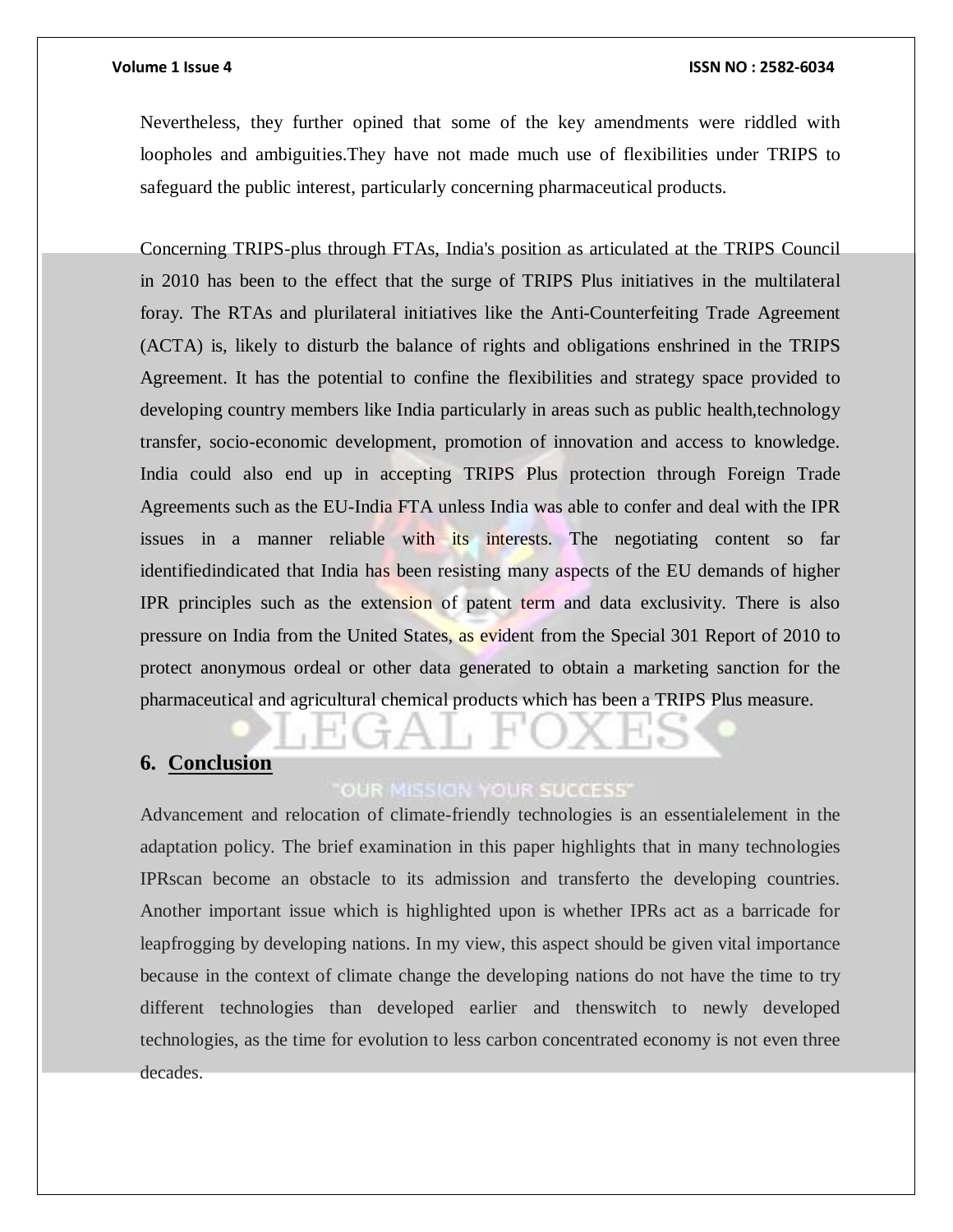Nevertheless, they further opined that some of the key amendments were riddled with loopholes and ambiguities.They have not made much use of flexibilities under TRIPS to safeguard the public interest, particularly concerning pharmaceutical products.

Concerning TRIPS-plus through FTAs, India's position as articulated at the TRIPS Council in 2010 has been to the effect that the surge of TRIPS Plus initiatives in the multilateral foray. The RTAs and plurilateral initiatives like the Anti-Counterfeiting Trade Agreement (ACTA) is, likely to disturb the balance of rights and obligations enshrined in the TRIPS Agreement. It has the potential to confine the flexibilities and strategy space provided to developing country members like India particularly in areas such as public health,technology transfer, socio-economic development, promotion of innovation and access to knowledge. India could also end up in accepting TRIPS Plus protection through Foreign Trade Agreements such as the EU-India FTA unless India was able to confer and deal with the IPR issues in a manner reliable with its interests. The negotiating content so far identifiedindicated that India has been resisting many aspects of the EU demands of higher IPR principles such as the extension of patent term and data exclusivity. There is also pressure on India from the United States, as evident from the Special 301 Report of 2010 to protect anonymous ordeal or other data generated to obtain a marketing sanction for the pharmaceutical and agricultural chemical products which has been a TRIPS Plus measure.

## 6. Conclusion

Advancement and relocation of climate-friendly technologies is an essentialelement in the adaptation policy. The brief examination in this paper highlights that in many technologies IPRscan become an obstacle to its admission and transferto the developing countries. Another important issue which is highlighted upon is whether IPRs act as a barricade for leapfrogging by developing nations. In my view, this aspect should be given vital importance because in the context of climate change the developing nations do not have the time to try different technologies than developed earlier and thenswitch to newly developed technologies, as the time for evolution to less carbon concentrated economy is not even three decades.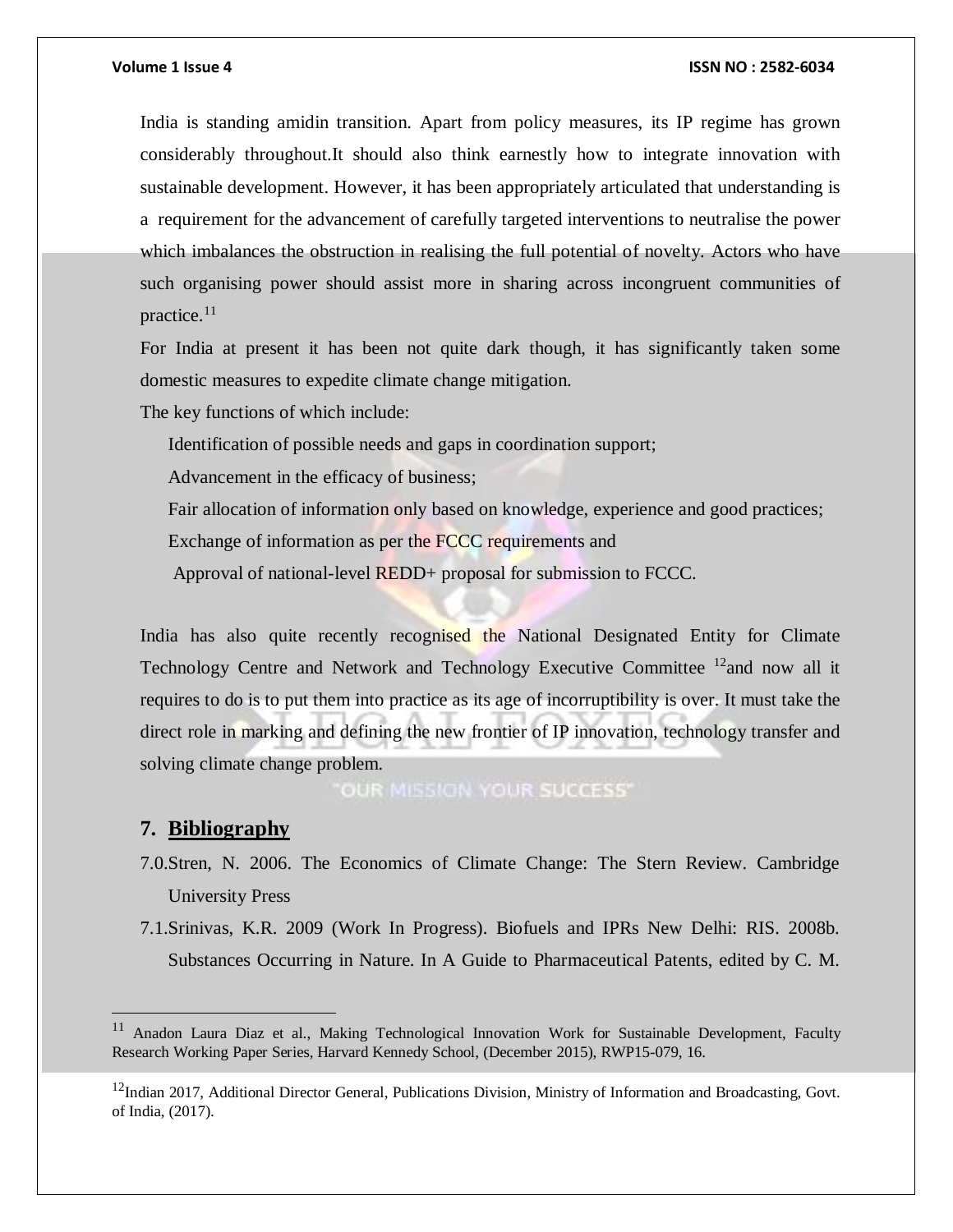India is standing amidin transition. Apart from policy measures, its IP regime has grown considerably throughout.It should also think earnestly how to integrate innovation with sustainable development. However, it has been appropriately articulated that understanding is a requirement for the advancement of carefully targeted interventions to neutralise the power which imbalances the obstruction in realising the full potential of novelty. Actors who have such organising power should assist more in sharing across incongruent communities of practice.[11]

For India at present it has been not quite dark though, it has significantly taken some domestic measures to expedite climate change mitigation.

The key functions of which include:

- Identification of possible needs and gaps in coordination support;
- Advancement in the efficacy of business;
- Fair allocation of information only based on knowledge, experience and good practices;
- Exchange of information as per the FCCC requirements and
- Approval of national-level REDD+ proposal for submission to FCCC.

India has also quite recently recognised the National Designated Entity for Climate Technology Centre and Network and Technology Executive Committee [12]and now all it requires to do is to put them into practice as its age of incorruptibility is over. It must take the direct role in marking and defining the new frontier of IP innovation, technology transfer and solving climate change problem.

## 7. Bibliography

7.0. Stren, N. 2006. The Economics of Climate Change: The Stern Review. Cambridge University Press

7.1. Srinivas, K.R. 2009 (Work In Progress). Biofuels and IPRs New Delhi: RIS. 2008b. Substances Occurring in Nature. In A Guide to Pharmaceutical Patents, edited by C. M.

---

[11] Anadon Laura Diaz et al., Making Technological Innovation Work for Sustainable Development, Faculty Research Working Paper Series, Harvard Kennedy School, (December 2015), RWP15-079, 16.

[12] Indian 2017, Additional Director General, Publications Division, Ministry of Information and Broadcasting, Govt. of India, (2017).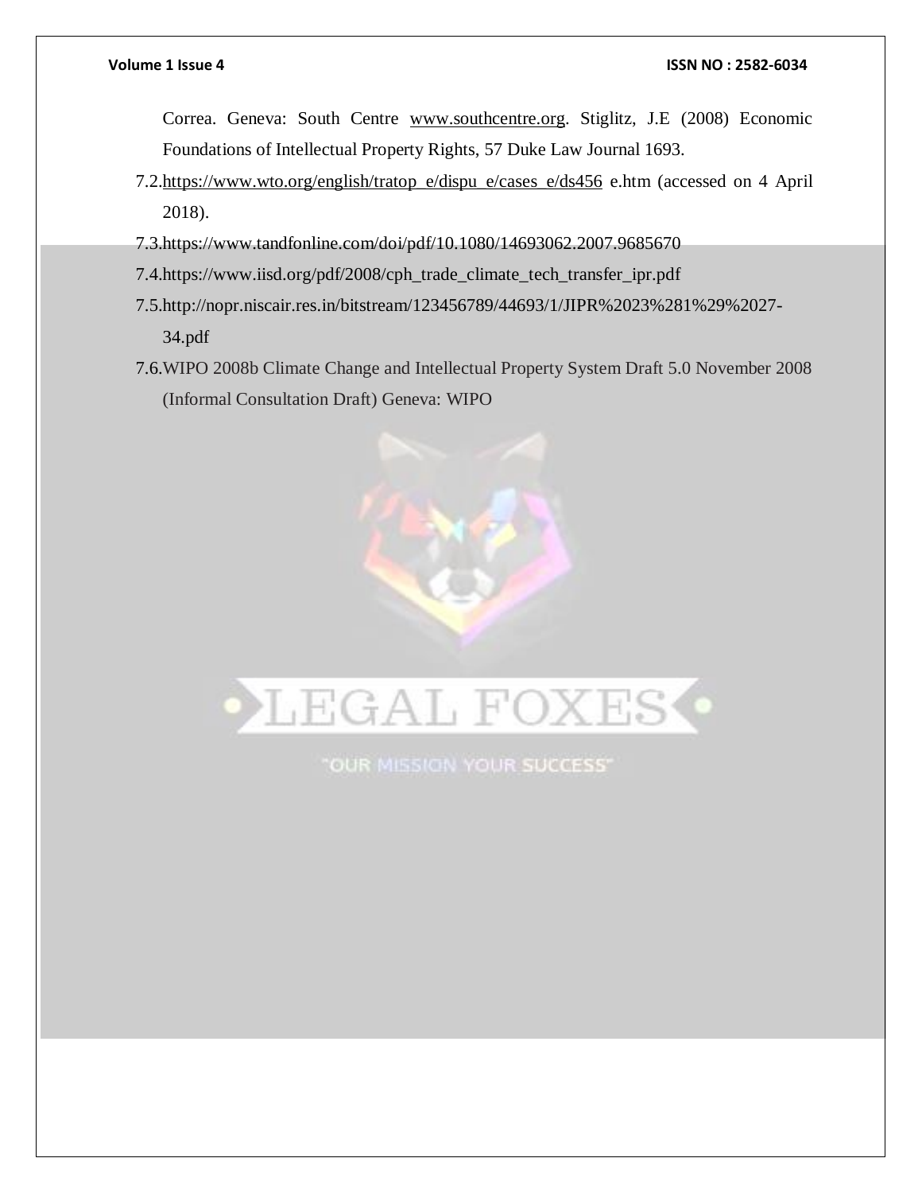Correa. Geneva: South Centre www.southcentre.org. Stiglitz, J.E (2008) Economic Foundations of Intellectual Property Rights, 57 Duke Law Journal 1693.

7.2. https://www.wto.org/english/tratop_e/dispu_e/cases_e/ds456 e.htm (accessed on 4 April 2018).

7.3. https://www.tandfonline.com/doi/pdf/10.1080/14693062.2007.9685670

7.4. https://www.iisd.org/pdf/2008/cph_trade_climate_tech_transfer_ipr.pdf

7.5. http://nopr.niscair.res.in/bitstream/123456789/44693/1/JIPR%2023%281%29%2027-34.pdf

7.6. WIPO 2008b Climate Change and Intellectual Property System Draft 5.0 November 2008 (Informal Consultation Draft) Geneva: WIPO